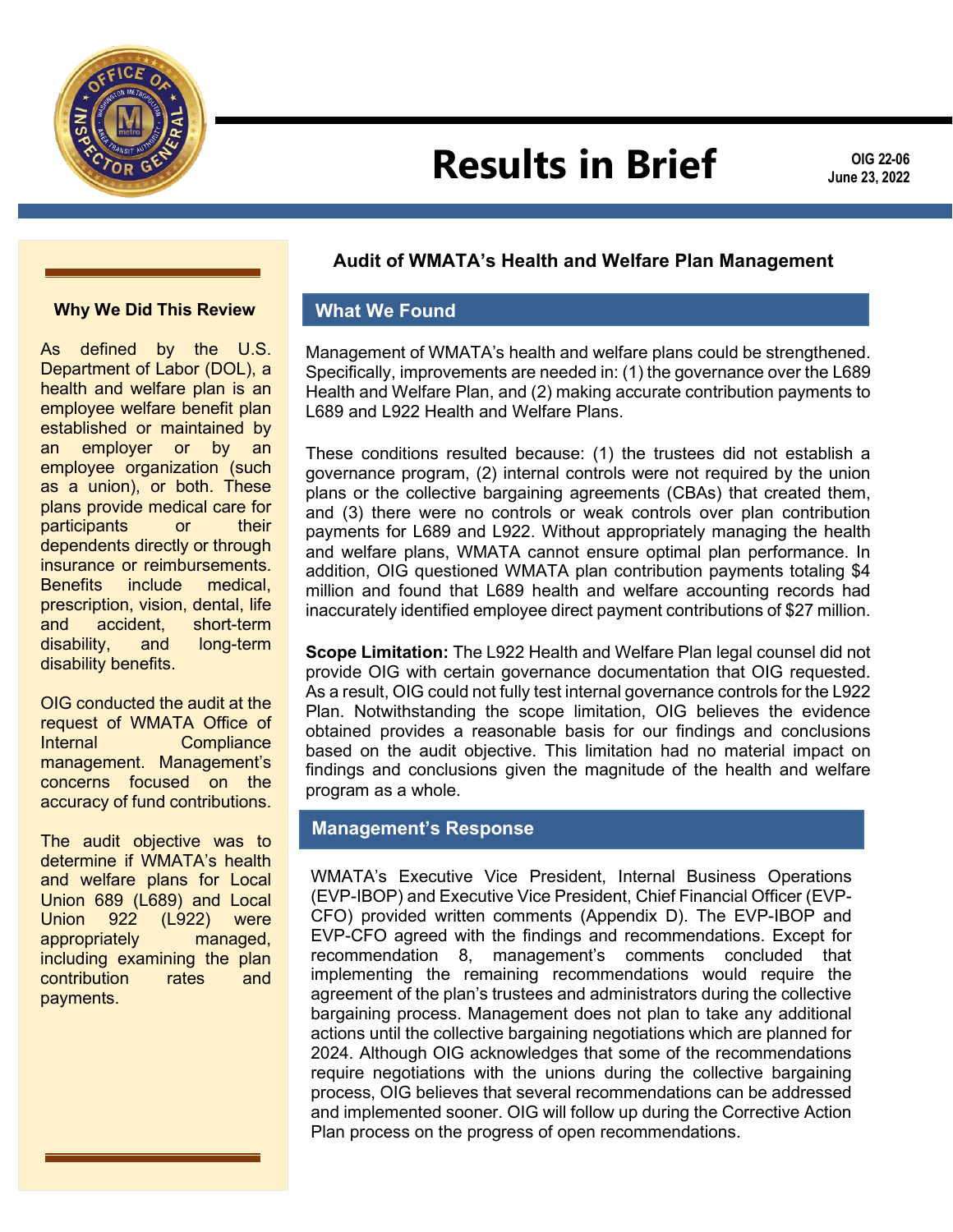# Results in Brief

**OIG 22-06**
**June 23, 2022**

## Audit of WMATA's Health and Welfare Plan Management

### Why We Did This Review

As defined by the U.S. Department of Labor (DOL), a health and welfare plan is an employee welfare benefit plan established or maintained by an employer or by an employee organization (such as a union), or both. These plans provide medical care for participants or their dependents directly or through insurance or reimbursements. Benefits include medical, prescription, vision, dental, life and accident, short-term disability, and long-term disability benefits.

OIG conducted the audit at the request of WMATA Office of Internal Compliance management. Management's concerns focused on the accuracy of fund contributions.

The audit objective was to determine if WMATA's health and welfare plans for Local Union 689 (L689) and Local Union 922 (L922) were appropriately managed, including examining the plan contribution rates and payments.

### What We Found

Management of WMATA's health and welfare plans could be strengthened. Specifically, improvements are needed in: (1) the governance over the L689 Health and Welfare Plan, and (2) making accurate contribution payments to L689 and L922 Health and Welfare Plans.

These conditions resulted because: (1) the trustees did not establish a governance program, (2) internal controls were not required by the union plans or the collective bargaining agreements (CBAs) that created them, and (3) there were no controls or weak controls over plan contribution payments for L689 and L922. Without appropriately managing the health and welfare plans, WMATA cannot ensure optimal plan performance. In addition, OIG questioned WMATA plan contribution payments totaling $4 million and found that L689 health and welfare accounting records had inaccurately identified employee direct payment contributions of $27 million.

**Scope Limitation:** The L922 Health and Welfare Plan legal counsel did not provide OIG with certain governance documentation that OIG requested. As a result, OIG could not fully test internal governance controls for the L922 Plan. Notwithstanding the scope limitation, OIG believes the evidence obtained provides a reasonable basis for our findings and conclusions based on the audit objective. This limitation had no material impact on findings and conclusions given the magnitude of the health and welfare program as a whole.

### Management's Response

WMATA's Executive Vice President, Internal Business Operations (EVP-IBOP) and Executive Vice President, Chief Financial Officer (EVP-CFO) provided written comments (Appendix D). The EVP-IBOP and EVP-CFO agreed with the findings and recommendations. Except for recommendation 8, management's comments concluded that implementing the remaining recommendations would require the agreement of the plan's trustees and administrators during the collective bargaining process. Management does not plan to take any additional actions until the collective bargaining negotiations which are planned for 2024. Although OIG acknowledges that some of the recommendations require negotiations with the unions during the collective bargaining process, OIG believes that several recommendations can be addressed and implemented sooner. OIG will follow up during the Corrective Action Plan process on the progress of open recommendations.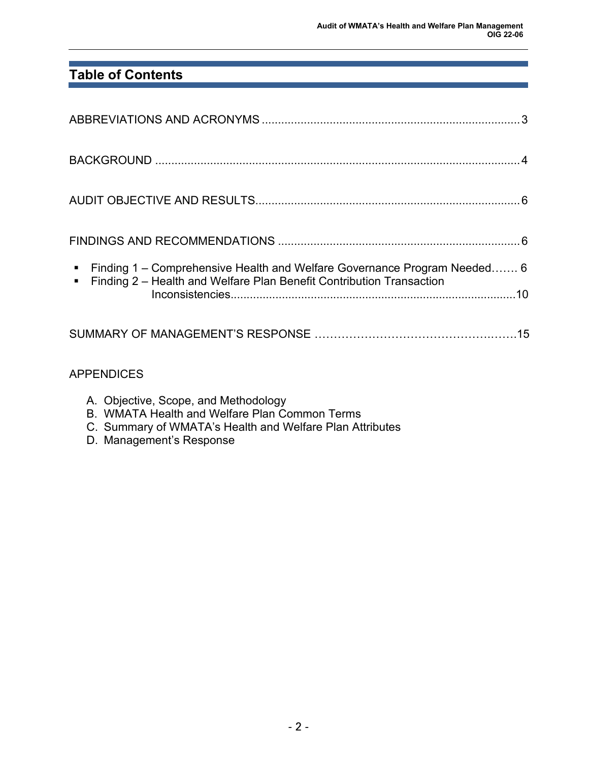## Table of Contents

ABBREVIATIONS AND ACRONYMS ................................................................................ 3

BACKGROUND .................................................................................................................. 4

AUDIT OBJECTIVE AND RESULTS.................................................................................. 6

FINDINGS AND RECOMMENDATIONS ........................................................................... 6

- Finding 1 – Comprehensive Health and Welfare Governance Program Needed……. 6
- Finding 2 – Health and Welfare Plan Benefit Contribution Transaction Inconsistencies........................................................................................10

SUMMARY OF MANAGEMENT'S RESPONSE ……………………………………….……15

APPENDICES

A. Objective, Scope, and Methodology
B. WMATA Health and Welfare Plan Common Terms
C. Summary of WMATA's Health and Welfare Plan Attributes
D. Management's Response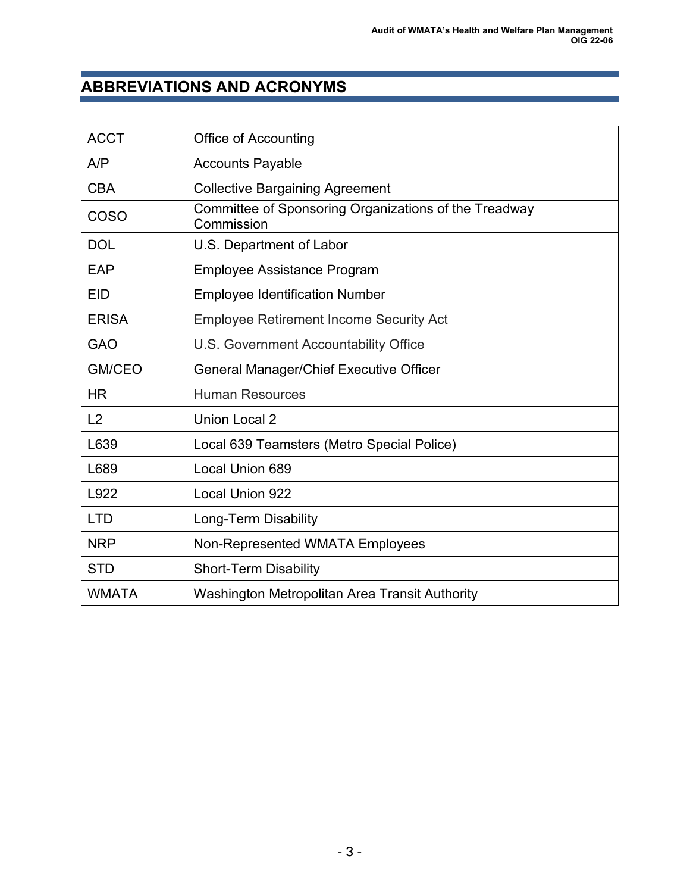## ABBREVIATIONS AND ACRONYMS

| | |
|---|---|
| ACCT | Office of Accounting |
| A/P | Accounts Payable |
| CBA | Collective Bargaining Agreement |
| COSO | Committee of Sponsoring Organizations of the Treadway Commission |
| DOL | U.S. Department of Labor |
| EAP | Employee Assistance Program |
| EID | Employee Identification Number |
| ERISA | Employee Retirement Income Security Act |
| GAO | U.S. Government Accountability Office |
| GM/CEO | General Manager/Chief Executive Officer |
| HR | Human Resources |
| L2 | Union Local 2 |
| L639 | Local 639 Teamsters (Metro Special Police) |
| L689 | Local Union 689 |
| L922 | Local Union 922 |
| LTD | Long-Term Disability |
| NRP | Non-Represented WMATA Employees |
| STD | Short-Term Disability |
| WMATA | Washington Metropolitan Area Transit Authority |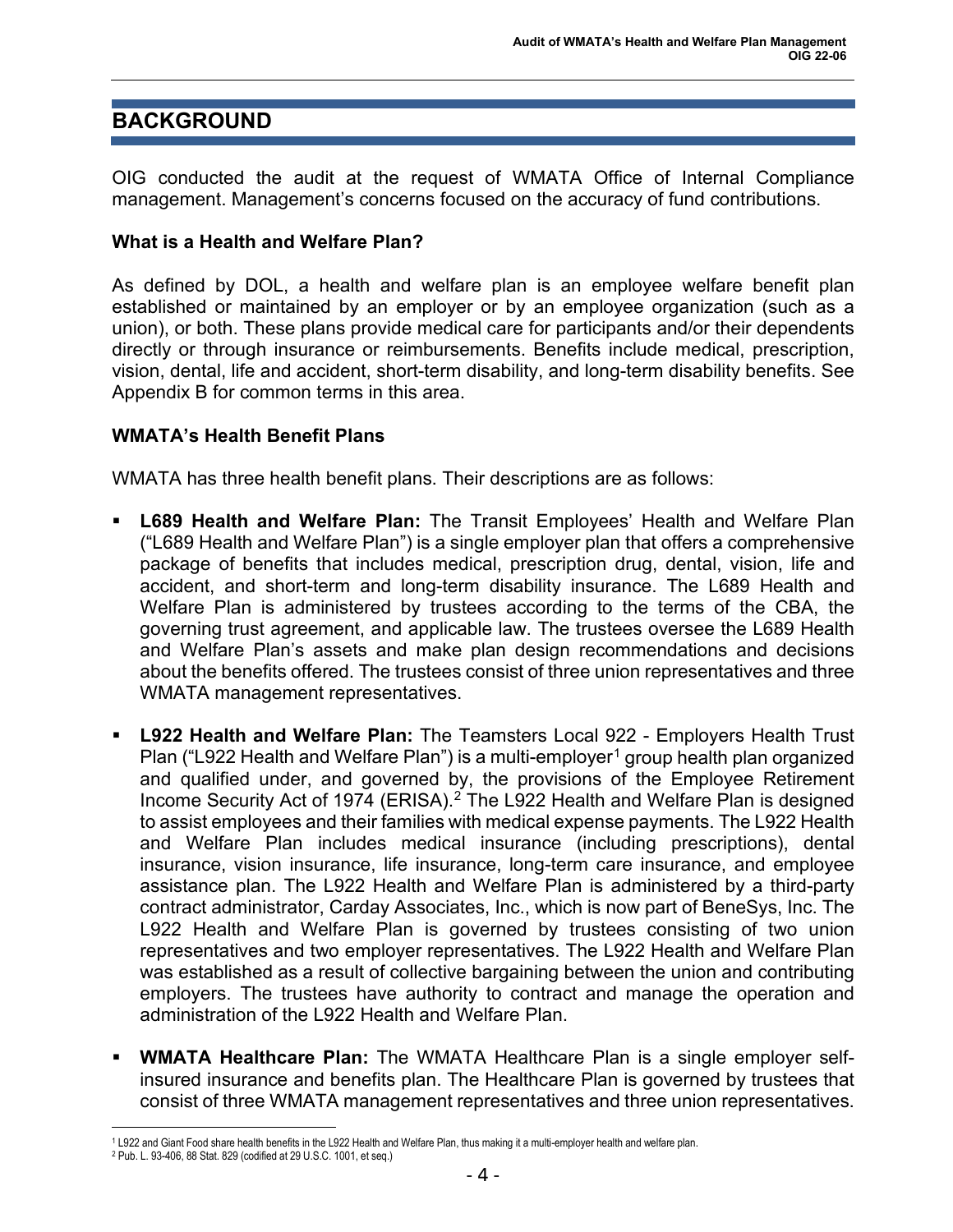# BACKGROUND

OIG conducted the audit at the request of WMATA Office of Internal Compliance management. Management's concerns focused on the accuracy of fund contributions.

**What is a Health and Welfare Plan?**

As defined by DOL, a health and welfare plan is an employee welfare benefit plan established or maintained by an employer or by an employee organization (such as a union), or both. These plans provide medical care for participants and/or their dependents directly or through insurance or reimbursements. Benefits include medical, prescription, vision, dental, life and accident, short-term disability, and long-term disability benefits. See Appendix B for common terms in this area.

**WMATA's Health Benefit Plans**

WMATA has three health benefit plans. Their descriptions are as follows:

- **L689 Health and Welfare Plan:** The Transit Employees' Health and Welfare Plan ("L689 Health and Welfare Plan") is a single employer plan that offers a comprehensive package of benefits that includes medical, prescription drug, dental, vision, life and accident, and short-term and long-term disability insurance. The L689 Health and Welfare Plan is administered by trustees according to the terms of the CBA, the governing trust agreement, and applicable law. The trustees oversee the L689 Health and Welfare Plan's assets and make plan design recommendations and decisions about the benefits offered. The trustees consist of three union representatives and three WMATA management representatives.

- **L922 Health and Welfare Plan:** The Teamsters Local 922 - Employers Health Trust Plan ("L922 Health and Welfare Plan") is a multi-employer[1] group health plan organized and qualified under, and governed by, the provisions of the Employee Retirement Income Security Act of 1974 (ERISA).[2] The L922 Health and Welfare Plan is designed to assist employees and their families with medical expense payments. The L922 Health and Welfare Plan includes medical insurance (including prescriptions), dental insurance, vision insurance, life insurance, long-term care insurance, and employee assistance plan. The L922 Health and Welfare Plan is administered by a third-party contract administrator, Carday Associates, Inc., which is now part of BeneSys, Inc. The L922 Health and Welfare Plan is governed by trustees consisting of two union representatives and two employer representatives. The L922 Health and Welfare Plan was established as a result of collective bargaining between the union and contributing employers. The trustees have authority to contract and manage the operation and administration of the L922 Health and Welfare Plan.

- **WMATA Healthcare Plan:** The WMATA Healthcare Plan is a single employer self-insured insurance and benefits plan. The Healthcare Plan is governed by trustees that consist of three WMATA management representatives and three union representatives.

[1] L922 and Giant Food share health benefits in the L922 Health and Welfare Plan, thus making it a multi-employer health and welfare plan.

[2] Pub. L. 93-406, 88 Stat. 829 (codified at 29 U.S.C. 1001, et seq.)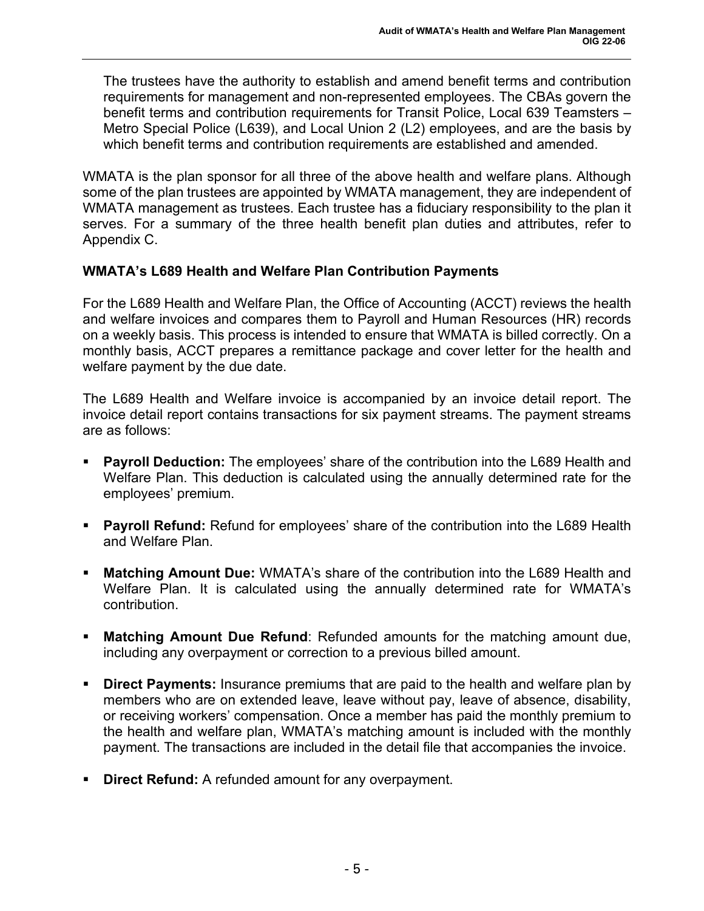The trustees have the authority to establish and amend benefit terms and contribution requirements for management and non-represented employees. The CBAs govern the benefit terms and contribution requirements for Transit Police, Local 639 Teamsters – Metro Special Police (L639), and Local Union 2 (L2) employees, and are the basis by which benefit terms and contribution requirements are established and amended.

WMATA is the plan sponsor for all three of the above health and welfare plans. Although some of the plan trustees are appointed by WMATA management, they are independent of WMATA management as trustees. Each trustee has a fiduciary responsibility to the plan it serves. For a summary of the three health benefit plan duties and attributes, refer to Appendix C.

### WMATA's L689 Health and Welfare Plan Contribution Payments

For the L689 Health and Welfare Plan, the Office of Accounting (ACCT) reviews the health and welfare invoices and compares them to Payroll and Human Resources (HR) records on a weekly basis. This process is intended to ensure that WMATA is billed correctly. On a monthly basis, ACCT prepares a remittance package and cover letter for the health and welfare payment by the due date.

The L689 Health and Welfare invoice is accompanied by an invoice detail report. The invoice detail report contains transactions for six payment streams. The payment streams are as follows:

- **Payroll Deduction:** The employees' share of the contribution into the L689 Health and Welfare Plan. This deduction is calculated using the annually determined rate for the employees' premium.
- **Payroll Refund:** Refund for employees' share of the contribution into the L689 Health and Welfare Plan.
- **Matching Amount Due:** WMATA's share of the contribution into the L689 Health and Welfare Plan. It is calculated using the annually determined rate for WMATA's contribution.
- **Matching Amount Due Refund**: Refunded amounts for the matching amount due, including any overpayment or correction to a previous billed amount.
- **Direct Payments:** Insurance premiums that are paid to the health and welfare plan by members who are on extended leave, leave without pay, leave of absence, disability, or receiving workers' compensation. Once a member has paid the monthly premium to the health and welfare plan, WMATA's matching amount is included with the monthly payment. The transactions are included in the detail file that accompanies the invoice.
- **Direct Refund:** A refunded amount for any overpayment.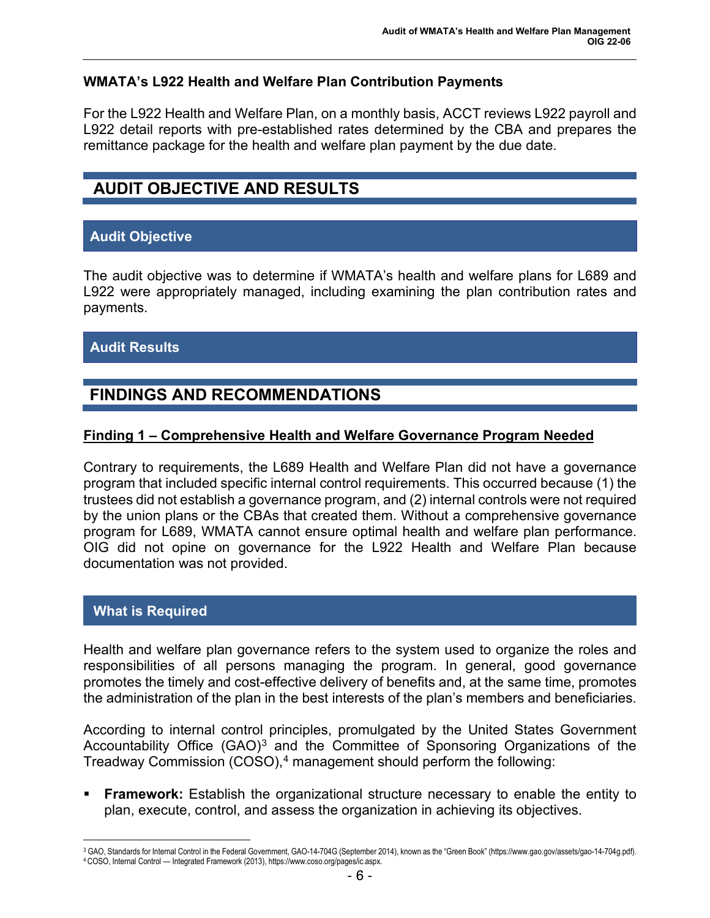### WMATA's L922 Health and Welfare Plan Contribution Payments

For the L922 Health and Welfare Plan, on a monthly basis, ACCT reviews L922 payroll and L922 detail reports with pre-established rates determined by the CBA and prepares the remittance package for the health and welfare plan payment by the due date.

# AUDIT OBJECTIVE AND RESULTS

## Audit Objective

The audit objective was to determine if WMATA's health and welfare plans for L689 and L922 were appropriately managed, including examining the plan contribution rates and payments.

## Audit Results

# FINDINGS AND RECOMMENDATIONS

### Finding 1 – Comprehensive Health and Welfare Governance Program Needed

Contrary to requirements, the L689 Health and Welfare Plan did not have a governance program that included specific internal control requirements. This occurred because (1) the trustees did not establish a governance program, and (2) internal controls were not required by the union plans or the CBAs that created them. Without a comprehensive governance program for L689, WMATA cannot ensure optimal health and welfare plan performance. OIG did not opine on governance for the L922 Health and Welfare Plan because documentation was not provided.

## What is Required

Health and welfare plan governance refers to the system used to organize the roles and responsibilities of all persons managing the program. In general, good governance promotes the timely and cost-effective delivery of benefits and, at the same time, promotes the administration of the plan in the best interests of the plan's members and beneficiaries.

According to internal control principles, promulgated by the United States Government Accountability Office (GAO)[3] and the Committee of Sponsoring Organizations of the Treadway Commission (COSO),[4] management should perform the following:

- **Framework:** Establish the organizational structure necessary to enable the entity to plan, execute, control, and assess the organization in achieving its objectives.

[3] GAO, Standards for Internal Control in the Federal Government, GAO-14-704G (September 2014), known as the "Green Book" (https://www.gao.gov/assets/gao-14-704g.pdf).
[4] COSO, Internal Control — Integrated Framework (2013), https://www.coso.org/pages/ic.aspx.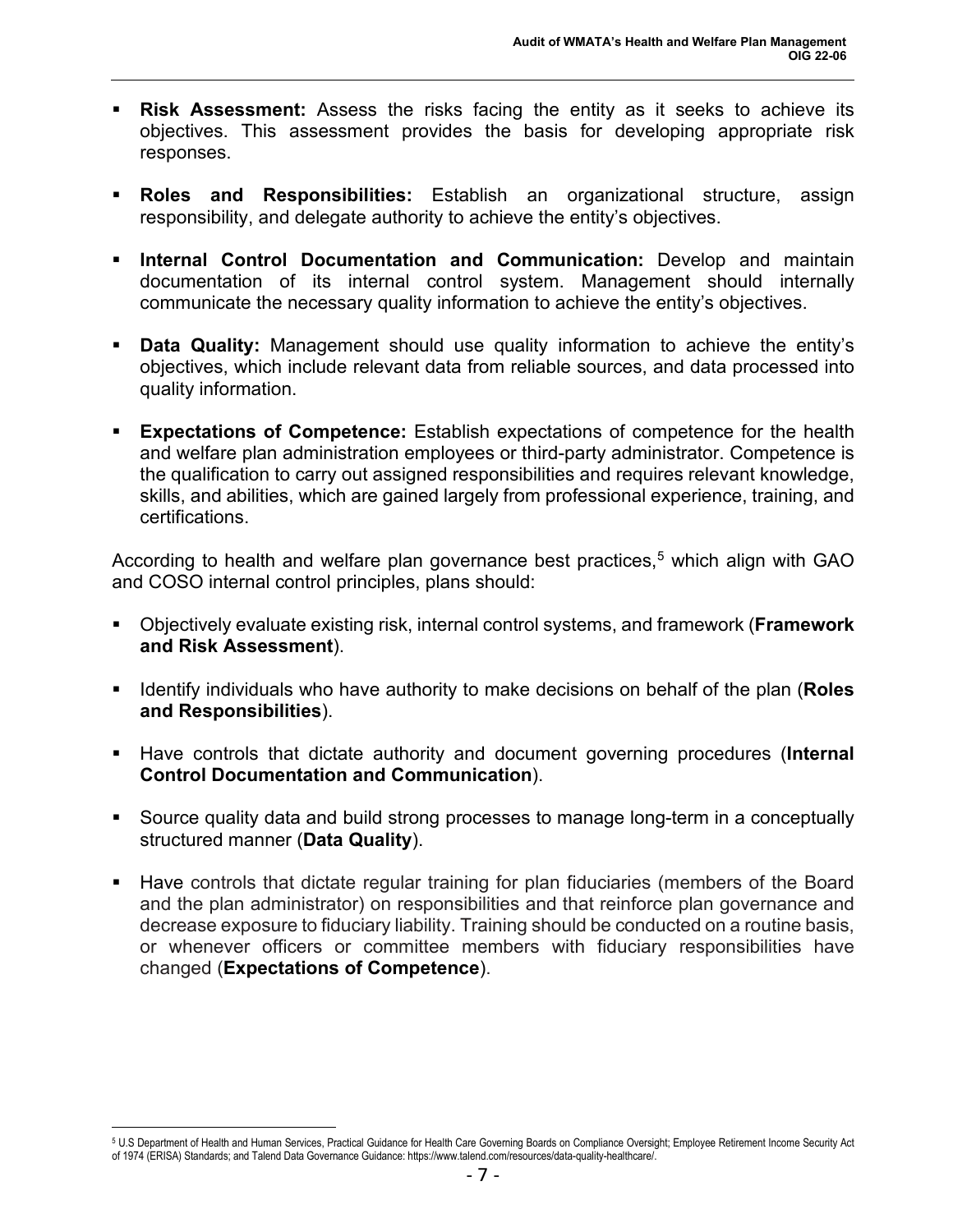- **Risk Assessment:** Assess the risks facing the entity as it seeks to achieve its objectives. This assessment provides the basis for developing appropriate risk responses.

- **Roles and Responsibilities:** Establish an organizational structure, assign responsibility, and delegate authority to achieve the entity's objectives.

- **Internal Control Documentation and Communication:** Develop and maintain documentation of its internal control system. Management should internally communicate the necessary quality information to achieve the entity's objectives.

- **Data Quality:** Management should use quality information to achieve the entity's objectives, which include relevant data from reliable sources, and data processed into quality information.

- **Expectations of Competence:** Establish expectations of competence for the health and welfare plan administration employees or third-party administrator. Competence is the qualification to carry out assigned responsibilities and requires relevant knowledge, skills, and abilities, which are gained largely from professional experience, training, and certifications.

According to health and welfare plan governance best practices,[5] which align with GAO and COSO internal control principles, plans should:

- Objectively evaluate existing risk, internal control systems, and framework (**Framework and Risk Assessment**).

- Identify individuals who have authority to make decisions on behalf of the plan (**Roles and Responsibilities**).

- Have controls that dictate authority and document governing procedures (**Internal Control Documentation and Communication**).

- Source quality data and build strong processes to manage long-term in a conceptually structured manner (**Data Quality**).

- Have controls that dictate regular training for plan fiduciaries (members of the Board and the plan administrator) on responsibilities and that reinforce plan governance and decrease exposure to fiduciary liability. Training should be conducted on a routine basis, or whenever officers or committee members with fiduciary responsibilities have changed (**Expectations of Competence**).

---

[5] U.S Department of Health and Human Services, Practical Guidance for Health Care Governing Boards on Compliance Oversight; Employee Retirement Income Security Act of 1974 (ERISA) Standards; and Talend Data Governance Guidance: https://www.talend.com/resources/data-quality-healthcare/.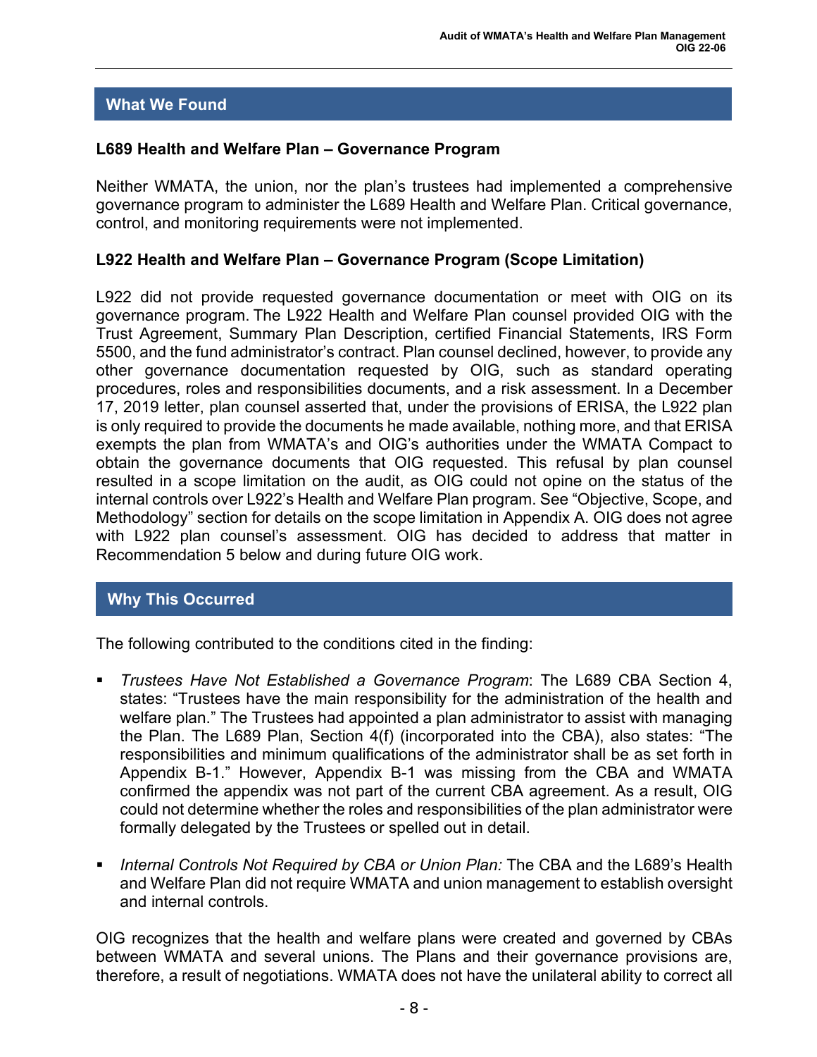## What We Found

### L689 Health and Welfare Plan – Governance Program

Neither WMATA, the union, nor the plan's trustees had implemented a comprehensive governance program to administer the L689 Health and Welfare Plan. Critical governance, control, and monitoring requirements were not implemented.

### L922 Health and Welfare Plan – Governance Program (Scope Limitation)

L922 did not provide requested governance documentation or meet with OIG on its governance program. The L922 Health and Welfare Plan counsel provided OIG with the Trust Agreement, Summary Plan Description, certified Financial Statements, IRS Form 5500, and the fund administrator's contract. Plan counsel declined, however, to provide any other governance documentation requested by OIG, such as standard operating procedures, roles and responsibilities documents, and a risk assessment. In a December 17, 2019 letter, plan counsel asserted that, under the provisions of ERISA, the L922 plan is only required to provide the documents he made available, nothing more, and that ERISA exempts the plan from WMATA's and OIG's authorities under the WMATA Compact to obtain the governance documents that OIG requested. This refusal by plan counsel resulted in a scope limitation on the audit, as OIG could not opine on the status of the internal controls over L922's Health and Welfare Plan program. See "Objective, Scope, and Methodology" section for details on the scope limitation in Appendix A. OIG does not agree with L922 plan counsel's assessment. OIG has decided to address that matter in Recommendation 5 below and during future OIG work.

## Why This Occurred

The following contributed to the conditions cited in the finding:

- *Trustees Have Not Established a Governance Program*: The L689 CBA Section 4, states: "Trustees have the main responsibility for the administration of the health and welfare plan." The Trustees had appointed a plan administrator to assist with managing the Plan. The L689 Plan, Section 4(f) (incorporated into the CBA), also states: "The responsibilities and minimum qualifications of the administrator shall be as set forth in Appendix B-1." However, Appendix B-1 was missing from the CBA and WMATA confirmed the appendix was not part of the current CBA agreement. As a result, OIG could not determine whether the roles and responsibilities of the plan administrator were formally delegated by the Trustees or spelled out in detail.

- *Internal Controls Not Required by CBA or Union Plan:* The CBA and the L689's Health and Welfare Plan did not require WMATA and union management to establish oversight and internal controls.

OIG recognizes that the health and welfare plans were created and governed by CBAs between WMATA and several unions. The Plans and their governance provisions are, therefore, a result of negotiations. WMATA does not have the unilateral ability to correct all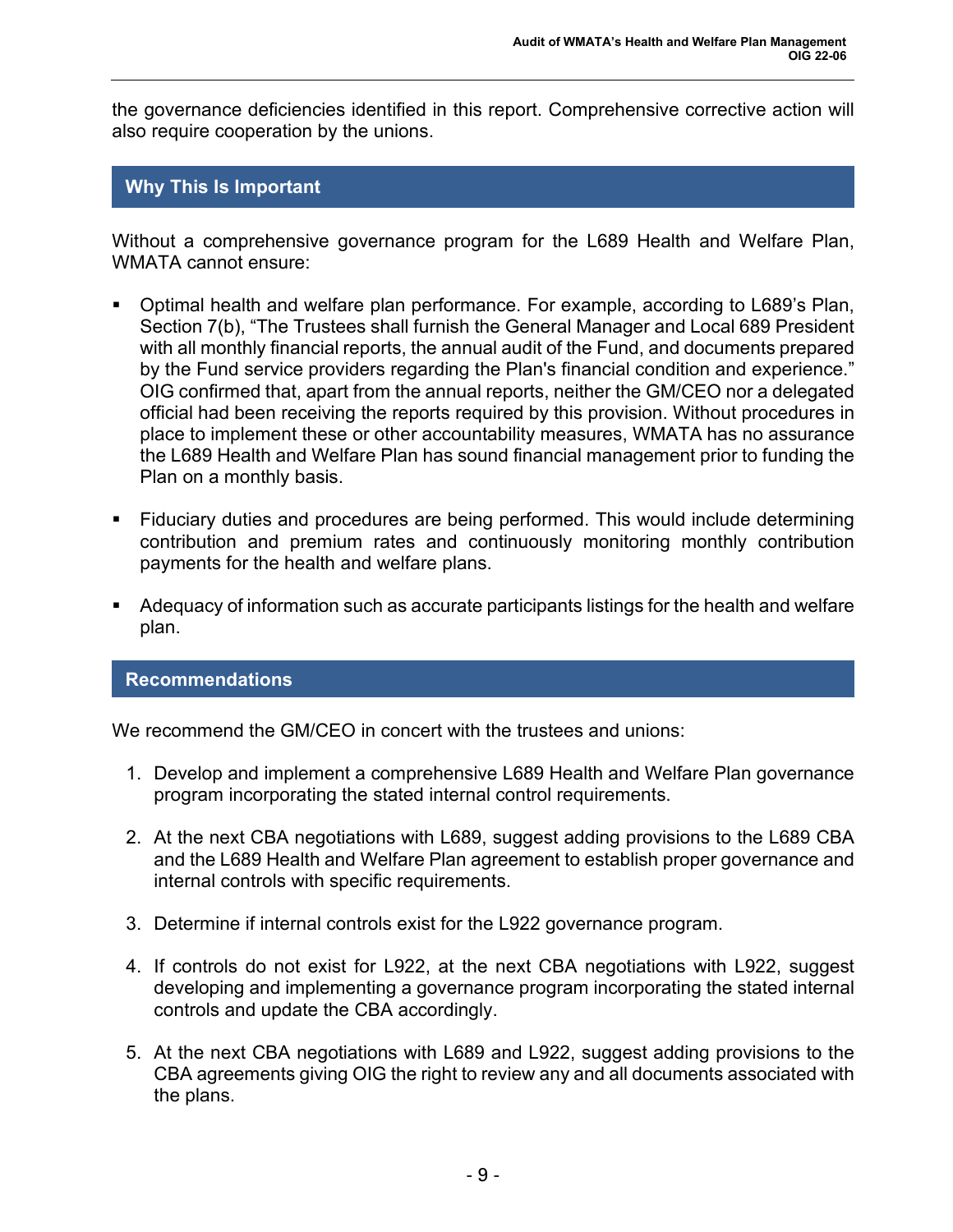the governance deficiencies identified in this report. Comprehensive corrective action will also require cooperation by the unions.

## Why This Is Important

Without a comprehensive governance program for the L689 Health and Welfare Plan, WMATA cannot ensure:

- Optimal health and welfare plan performance. For example, according to L689's Plan, Section 7(b), "The Trustees shall furnish the General Manager and Local 689 President with all monthly financial reports, the annual audit of the Fund, and documents prepared by the Fund service providers regarding the Plan's financial condition and experience." OIG confirmed that, apart from the annual reports, neither the GM/CEO nor a delegated official had been receiving the reports required by this provision. Without procedures in place to implement these or other accountability measures, WMATA has no assurance the L689 Health and Welfare Plan has sound financial management prior to funding the Plan on a monthly basis.

- Fiduciary duties and procedures are being performed. This would include determining contribution and premium rates and continuously monitoring monthly contribution payments for the health and welfare plans.

- Adequacy of information such as accurate participants listings for the health and welfare plan.

## Recommendations

We recommend the GM/CEO in concert with the trustees and unions:

1. Develop and implement a comprehensive L689 Health and Welfare Plan governance program incorporating the stated internal control requirements.

2. At the next CBA negotiations with L689, suggest adding provisions to the L689 CBA and the L689 Health and Welfare Plan agreement to establish proper governance and internal controls with specific requirements.

3. Determine if internal controls exist for the L922 governance program.

4. If controls do not exist for L922, at the next CBA negotiations with L922, suggest developing and implementing a governance program incorporating the stated internal controls and update the CBA accordingly.

5. At the next CBA negotiations with L689 and L922, suggest adding provisions to the CBA agreements giving OIG the right to review any and all documents associated with the plans.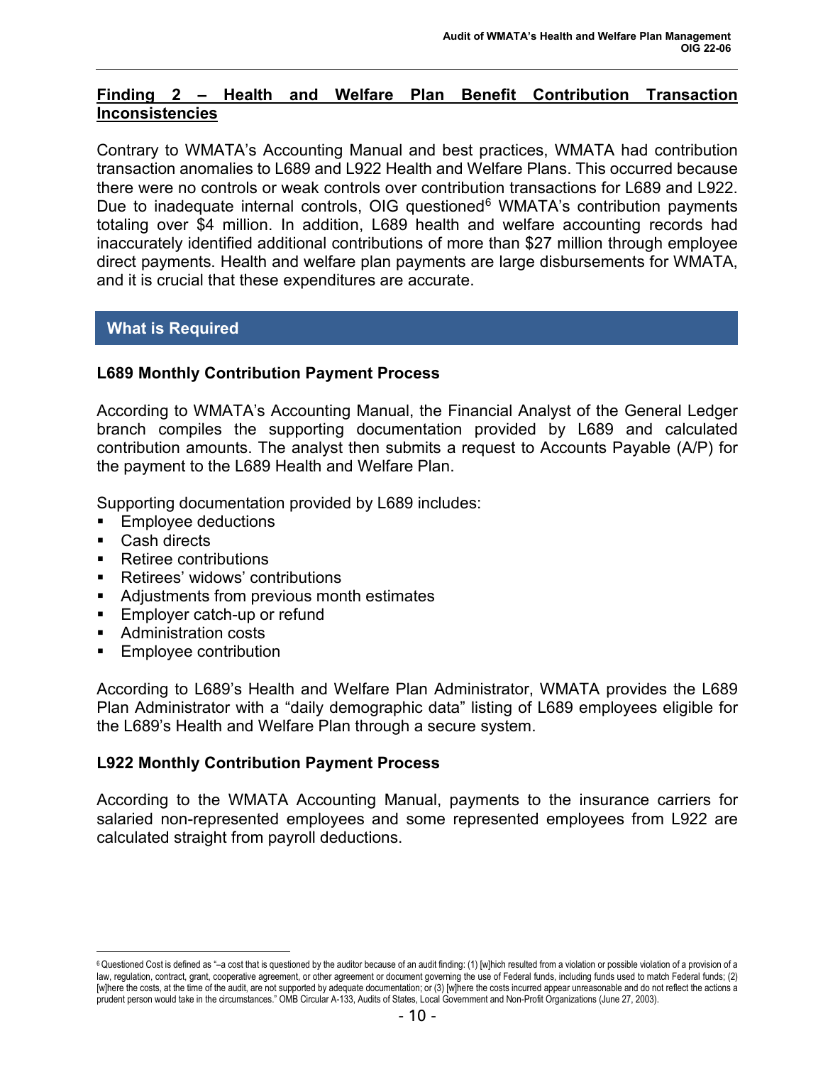## Finding 2 – Health and Welfare Plan Benefit Contribution Transaction Inconsistencies

Contrary to WMATA's Accounting Manual and best practices, WMATA had contribution transaction anomalies to L689 and L922 Health and Welfare Plans. This occurred because there were no controls or weak controls over contribution transactions for L689 and L922. Due to inadequate internal controls, OIG questioned[6] WMATA's contribution payments totaling over $4 million. In addition, L689 health and welfare accounting records had inaccurately identified additional contributions of more than $27 million through employee direct payments. Health and welfare plan payments are large disbursements for WMATA, and it is crucial that these expenditures are accurate.

### What is Required

**L689 Monthly Contribution Payment Process**

According to WMATA's Accounting Manual, the Financial Analyst of the General Ledger branch compiles the supporting documentation provided by L689 and calculated contribution amounts. The analyst then submits a request to Accounts Payable (A/P) for the payment to the L689 Health and Welfare Plan.

Supporting documentation provided by L689 includes:

- Employee deductions
- Cash directs
- Retiree contributions
- Retirees' widows' contributions
- Adjustments from previous month estimates
- Employer catch-up or refund
- Administration costs
- Employee contribution

According to L689's Health and Welfare Plan Administrator, WMATA provides the L689 Plan Administrator with a "daily demographic data" listing of L689 employees eligible for the L689's Health and Welfare Plan through a secure system.

**L922 Monthly Contribution Payment Process**

According to the WMATA Accounting Manual, payments to the insurance carriers for salaried non-represented employees and some represented employees from L922 are calculated straight from payroll deductions.

---

[6] Questioned Cost is defined as "–a cost that is questioned by the auditor because of an audit finding: (1) [w]hich resulted from a violation or possible violation of a provision of a law, regulation, contract, grant, cooperative agreement, or other agreement or document governing the use of Federal funds, including funds used to match Federal funds; (2) [w]here the costs, at the time of the audit, are not supported by adequate documentation; or (3) [w]here the costs incurred appear unreasonable and do not reflect the actions a prudent person would take in the circumstances." OMB Circular A-133, Audits of States, Local Government and Non-Profit Organizations (June 27, 2003).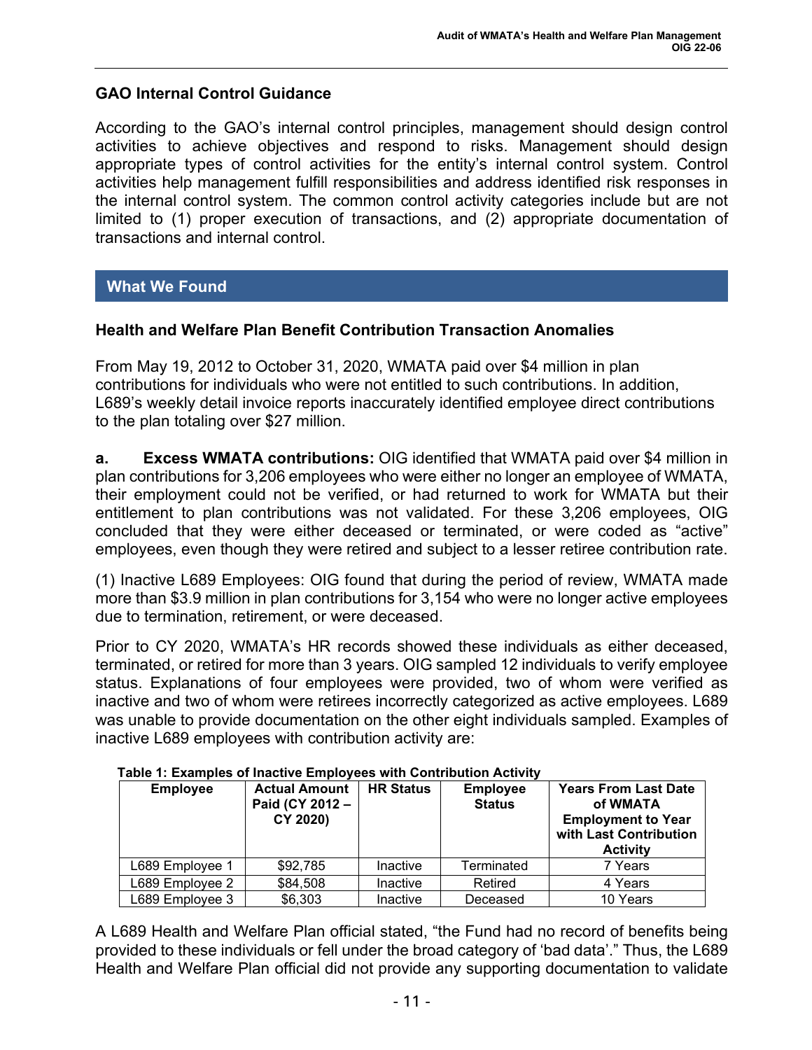### GAO Internal Control Guidance

According to the GAO's internal control principles, management should design control activities to achieve objectives and respond to risks. Management should design appropriate types of control activities for the entity's internal control system. Control activities help management fulfill responsibilities and address identified risk responses in the internal control system. The common control activity categories include but are not limited to (1) proper execution of transactions, and (2) appropriate documentation of transactions and internal control.

## What We Found

### Health and Welfare Plan Benefit Contribution Transaction Anomalies

From May 19, 2012 to October 31, 2020, WMATA paid over $4 million in plan contributions for individuals who were not entitled to such contributions. In addition, L689's weekly detail invoice reports inaccurately identified employee direct contributions to the plan totaling over $27 million.

**a. Excess WMATA contributions:** OIG identified that WMATA paid over $4 million in plan contributions for 3,206 employees who were either no longer an employee of WMATA, their employment could not be verified, or had returned to work for WMATA but their entitlement to plan contributions was not validated. For these 3,206 employees, OIG concluded that they were either deceased or terminated, or were coded as "active" employees, even though they were retired and subject to a lesser retiree contribution rate.

(1) Inactive L689 Employees: OIG found that during the period of review, WMATA made more than $3.9 million in plan contributions for 3,154 who were no longer active employees due to termination, retirement, or were deceased.

Prior to CY 2020, WMATA's HR records showed these individuals as either deceased, terminated, or retired for more than 3 years. OIG sampled 12 individuals to verify employee status. Explanations of four employees were provided, two of whom were verified as inactive and two of whom were retirees incorrectly categorized as active employees. L689 was unable to provide documentation on the other eight individuals sampled. Examples of inactive L689 employees with contribution activity are:

**Table 1: Examples of Inactive Employees with Contribution Activity**

| Employee | Actual Amount Paid (CY 2012 – CY 2020) | HR Status | Employee Status | Years From Last Date of WMATA Employment to Year with Last Contribution Activity |
|---|---|---|---|---|
| L689 Employee 1 | $92,785 | Inactive | Terminated | 7 Years |
| L689 Employee 2 | $84,508 | Inactive | Retired | 4 Years |
| L689 Employee 3 | $6,303 | Inactive | Deceased | 10 Years |

A L689 Health and Welfare Plan official stated, "the Fund had no record of benefits being provided to these individuals or fell under the broad category of 'bad data'." Thus, the L689 Health and Welfare Plan official did not provide any supporting documentation to validate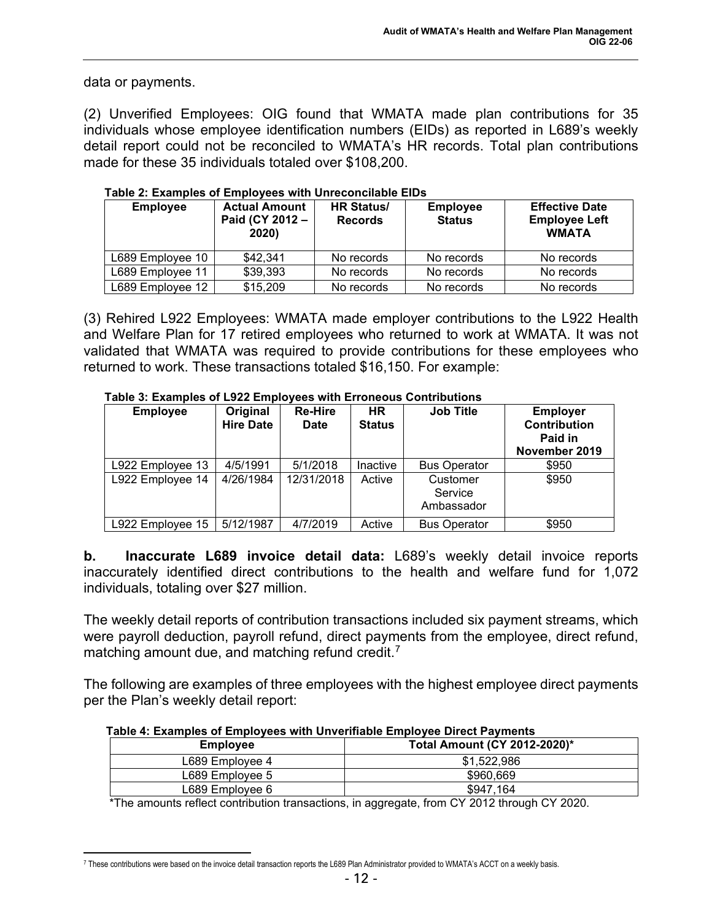data or payments.

(2) Unverified Employees: OIG found that WMATA made plan contributions for 35 individuals whose employee identification numbers (EIDs) as reported in L689's weekly detail report could not be reconciled to WMATA's HR records. Total plan contributions made for these 35 individuals totaled over $108,200.

**Table 2: Examples of Employees with Unreconcilable EIDs**

| Employee | Actual Amount Paid (CY 2012 – 2020) | HR Status/ Records | Employee Status | Effective Date Employee Left WMATA |
|---|---|---|---|---|
| L689 Employee 10 | $42,341 | No records | No records | No records |
| L689 Employee 11 | $39,393 | No records | No records | No records |
| L689 Employee 12 | $15,209 | No records | No records | No records |

(3) Rehired L922 Employees: WMATA made employer contributions to the L922 Health and Welfare Plan for 17 retired employees who returned to work at WMATA. It was not validated that WMATA was required to provide contributions for these employees who returned to work. These transactions totaled $16,150. For example:

**Table 3: Examples of L922 Employees with Erroneous Contributions**

| Employee | Original Hire Date | Re-Hire Date | HR Status | Job Title | Employer Contribution Paid in November 2019 |
|---|---|---|---|---|---|
| L922 Employee 13 | 4/5/1991 | 5/1/2018 | Inactive | Bus Operator | $950 |
| L922 Employee 14 | 4/26/1984 | 12/31/2018 | Active | Customer Service Ambassador | $950 |
| L922 Employee 15 | 5/12/1987 | 4/7/2019 | Active | Bus Operator | $950 |

**b. Inaccurate L689 invoice detail data:** L689's weekly detail invoice reports inaccurately identified direct contributions to the health and welfare fund for 1,072 individuals, totaling over $27 million.

The weekly detail reports of contribution transactions included six payment streams, which were payroll deduction, payroll refund, direct payments from the employee, direct refund, matching amount due, and matching refund credit.[7]

The following are examples of three employees with the highest employee direct payments per the Plan's weekly detail report:

**Table 4: Examples of Employees with Unverifiable Employee Direct Payments**

| Employee | Total Amount (CY 2012-2020)* |
|---|---|
| L689 Employee 4 | $1,522,986 |
| L689 Employee 5 | $960,669 |
| L689 Employee 6 | $947,164 |

*The amounts reflect contribution transactions, in aggregate, from CY 2012 through CY 2020.

[7] These contributions were based on the invoice detail transaction reports the L689 Plan Administrator provided to WMATA's ACCT on a weekly basis.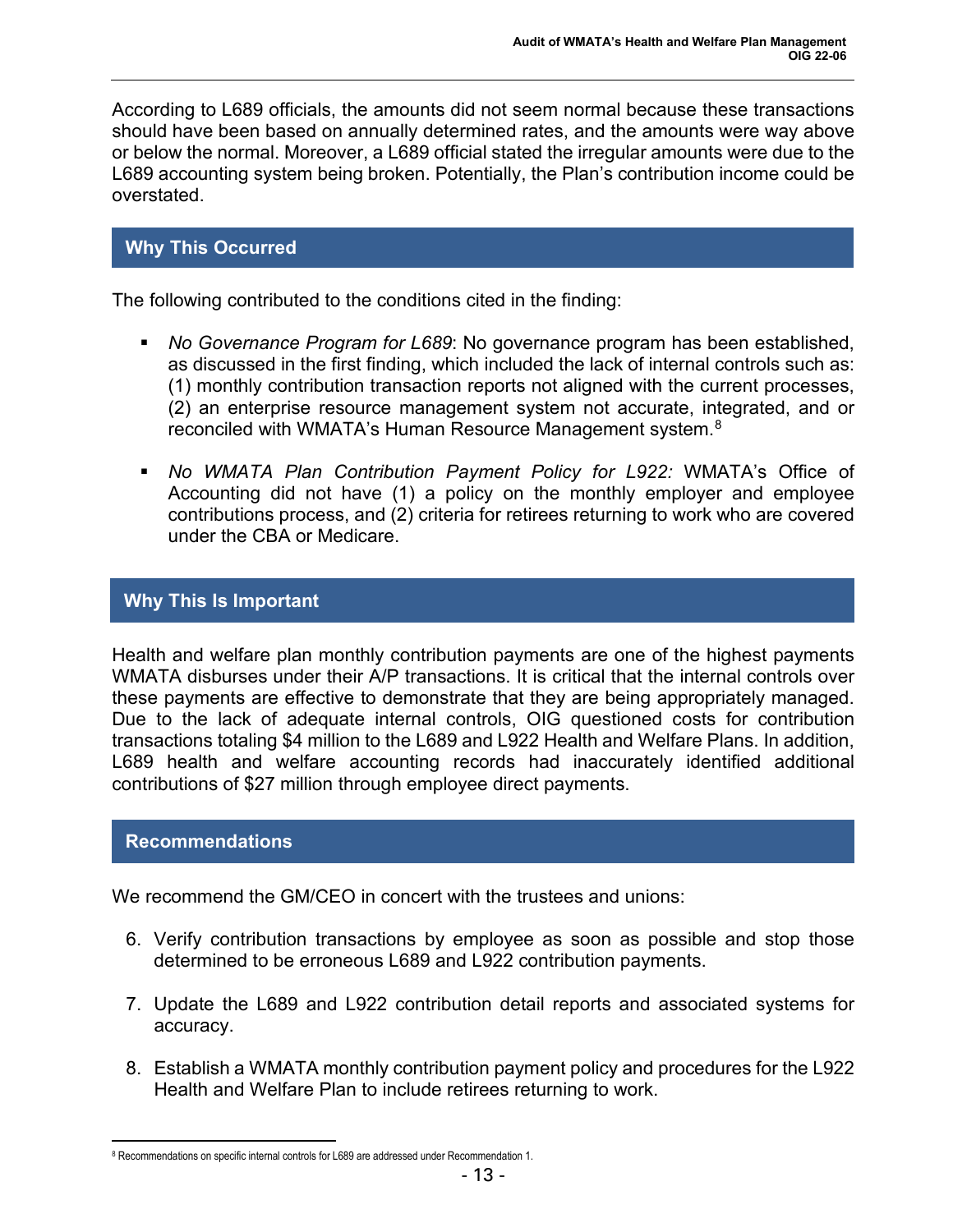According to L689 officials, the amounts did not seem normal because these transactions should have been based on annually determined rates, and the amounts were way above or below the normal. Moreover, a L689 official stated the irregular amounts were due to the L689 accounting system being broken. Potentially, the Plan's contribution income could be overstated.

## Why This Occurred

The following contributed to the conditions cited in the finding:

- *No Governance Program for L689*: No governance program has been established, as discussed in the first finding, which included the lack of internal controls such as: (1) monthly contribution transaction reports not aligned with the current processes, (2) an enterprise resource management system not accurate, integrated, and or reconciled with WMATA's Human Resource Management system.[8]

- *No WMATA Plan Contribution Payment Policy for L922:* WMATA's Office of Accounting did not have (1) a policy on the monthly employer and employee contributions process, and (2) criteria for retirees returning to work who are covered under the CBA or Medicare.

## Why This Is Important

Health and welfare plan monthly contribution payments are one of the highest payments WMATA disburses under their A/P transactions. It is critical that the internal controls over these payments are effective to demonstrate that they are being appropriately managed. Due to the lack of adequate internal controls, OIG questioned costs for contribution transactions totaling $4 million to the L689 and L922 Health and Welfare Plans. In addition, L689 health and welfare accounting records had inaccurately identified additional contributions of $27 million through employee direct payments.

## Recommendations

We recommend the GM/CEO in concert with the trustees and unions:

6. Verify contribution transactions by employee as soon as possible and stop those determined to be erroneous L689 and L922 contribution payments.

7. Update the L689 and L922 contribution detail reports and associated systems for accuracy.

8. Establish a WMATA monthly contribution payment policy and procedures for the L922 Health and Welfare Plan to include retirees returning to work.

---

[8] Recommendations on specific internal controls for L689 are addressed under Recommendation 1.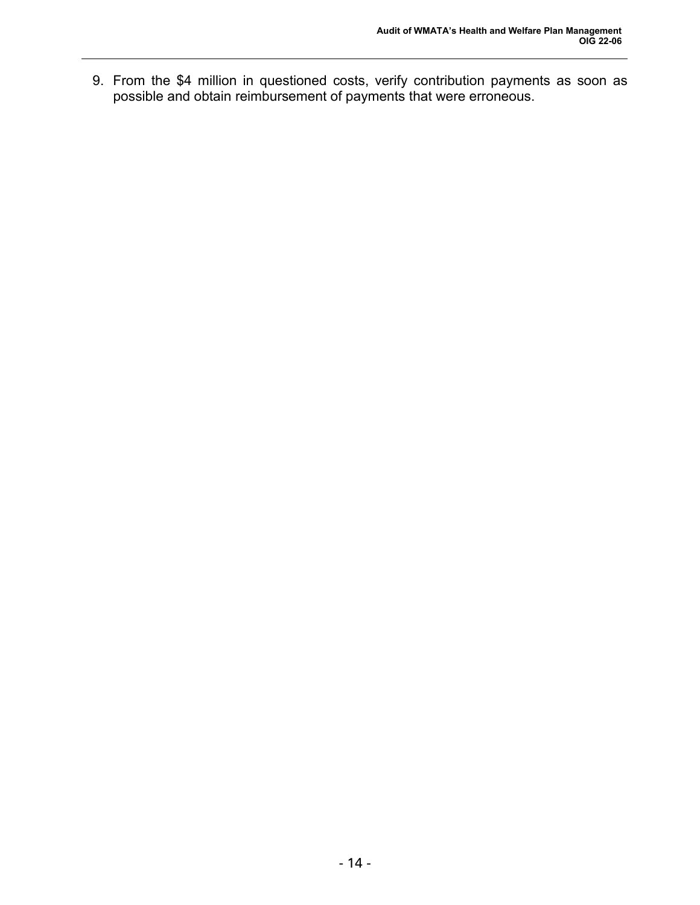9. From the $4 million in questioned costs, verify contribution payments as soon as possible and obtain reimbursement of payments that were erroneous.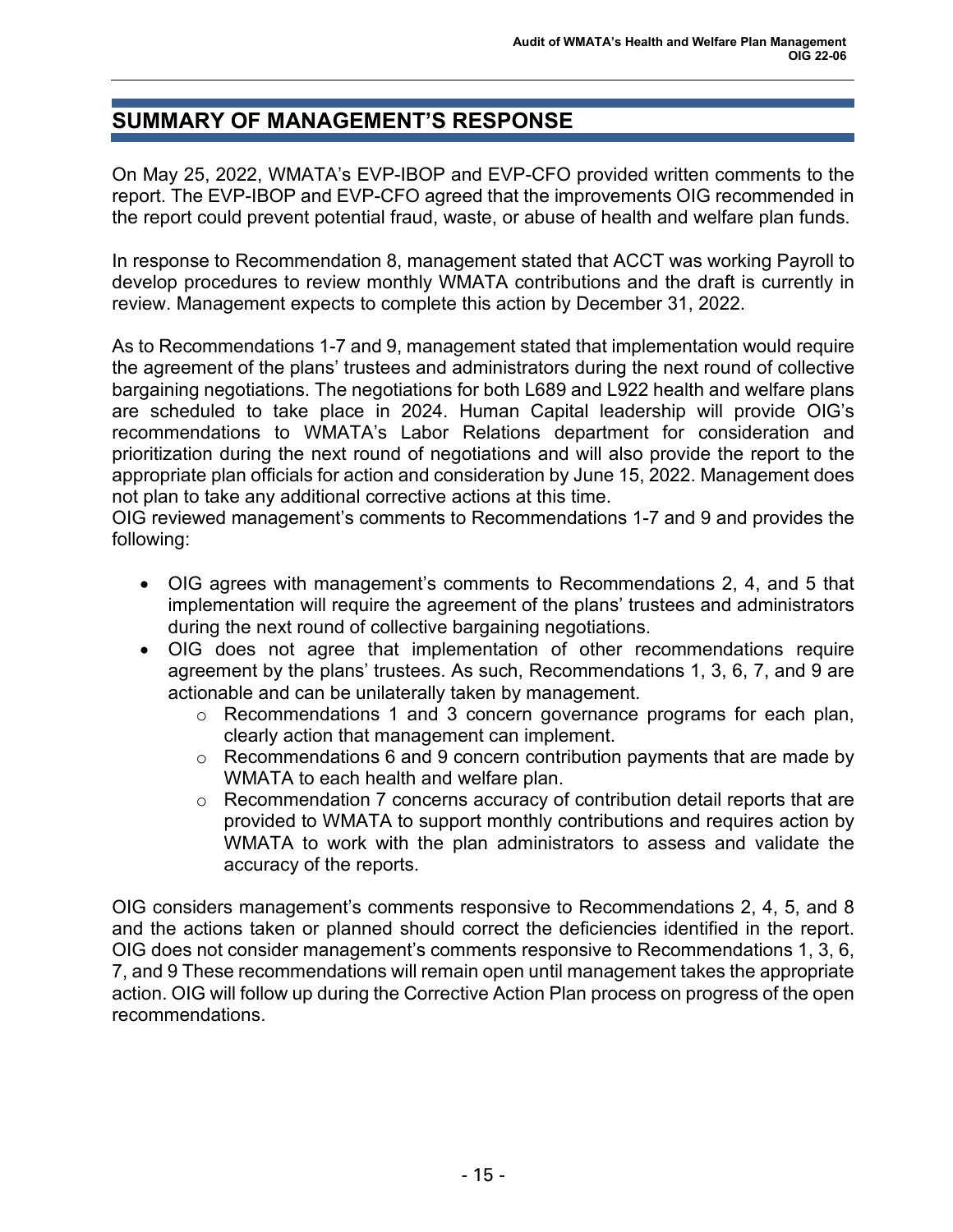# SUMMARY OF MANAGEMENT'S RESPONSE

On May 25, 2022, WMATA's EVP-IBOP and EVP-CFO provided written comments to the report. The EVP-IBOP and EVP-CFO agreed that the improvements OIG recommended in the report could prevent potential fraud, waste, or abuse of health and welfare plan funds.

In response to Recommendation 8, management stated that ACCT was working Payroll to develop procedures to review monthly WMATA contributions and the draft is currently in review. Management expects to complete this action by December 31, 2022.

As to Recommendations 1-7 and 9, management stated that implementation would require the agreement of the plans' trustees and administrators during the next round of collective bargaining negotiations. The negotiations for both L689 and L922 health and welfare plans are scheduled to take place in 2024. Human Capital leadership will provide OIG's recommendations to WMATA's Labor Relations department for consideration and prioritization during the next round of negotiations and will also provide the report to the appropriate plan officials for action and consideration by June 15, 2022. Management does not plan to take any additional corrective actions at this time.

OIG reviewed management's comments to Recommendations 1-7 and 9 and provides the following:

- OIG agrees with management's comments to Recommendations 2, 4, and 5 that implementation will require the agreement of the plans' trustees and administrators during the next round of collective bargaining negotiations.
- OIG does not agree that implementation of other recommendations require agreement by the plans' trustees. As such, Recommendations 1, 3, 6, 7, and 9 are actionable and can be unilaterally taken by management.
  - Recommendations 1 and 3 concern governance programs for each plan, clearly action that management can implement.
  - Recommendations 6 and 9 concern contribution payments that are made by WMATA to each health and welfare plan.
  - Recommendation 7 concerns accuracy of contribution detail reports that are provided to WMATA to support monthly contributions and requires action by WMATA to work with the plan administrators to assess and validate the accuracy of the reports.

OIG considers management's comments responsive to Recommendations 2, 4, 5, and 8 and the actions taken or planned should correct the deficiencies identified in the report. OIG does not consider management's comments responsive to Recommendations 1, 3, 6, 7, and 9 These recommendations will remain open until management takes the appropriate action. OIG will follow up during the Corrective Action Plan process on progress of the open recommendations.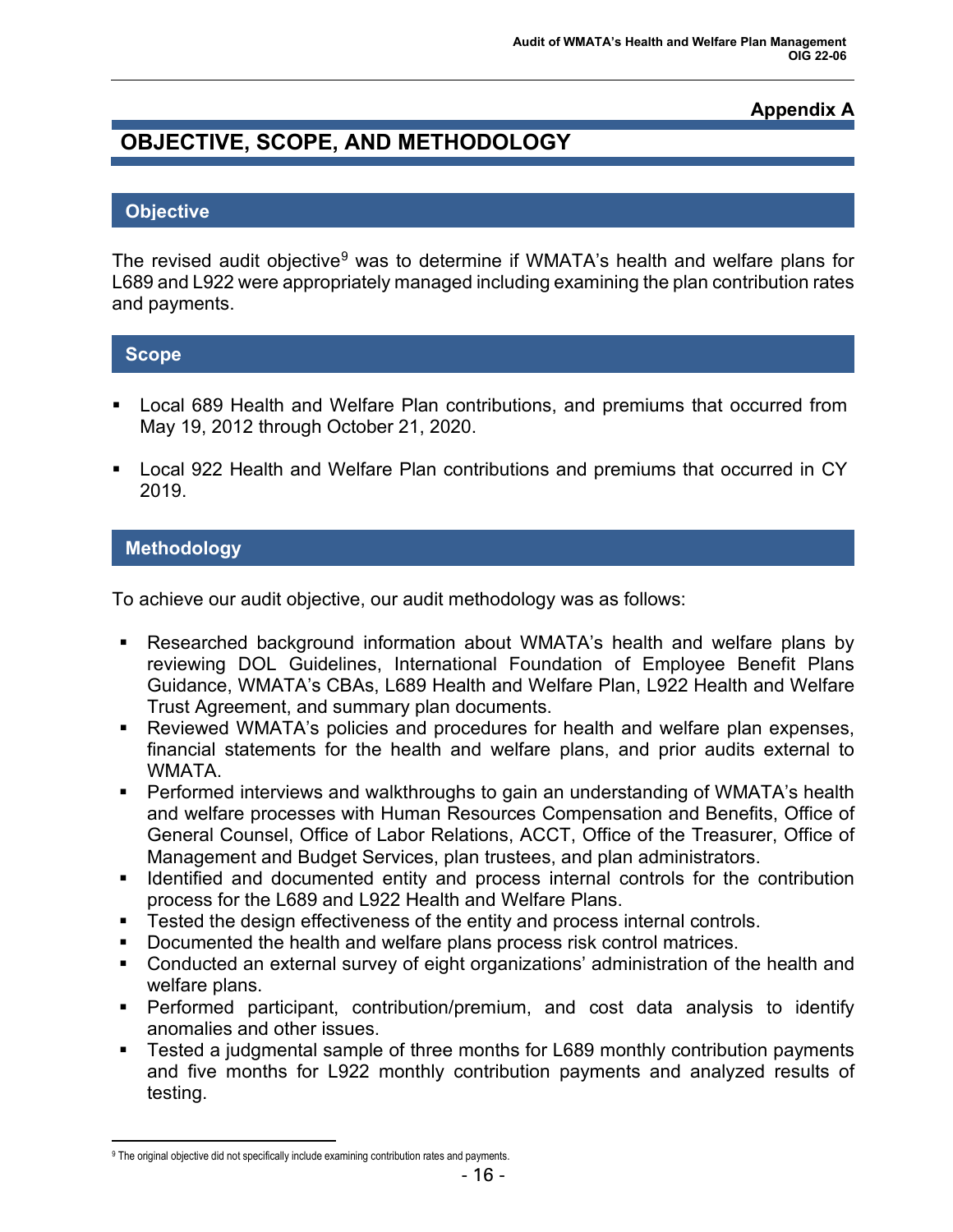**Appendix A**

# OBJECTIVE, SCOPE, AND METHODOLOGY

## Objective

The revised audit objective[9] was to determine if WMATA's health and welfare plans for L689 and L922 were appropriately managed including examining the plan contribution rates and payments.

## Scope

- Local 689 Health and Welfare Plan contributions, and premiums that occurred from May 19, 2012 through October 21, 2020.
- Local 922 Health and Welfare Plan contributions and premiums that occurred in CY 2019.

## Methodology

To achieve our audit objective, our audit methodology was as follows:

- Researched background information about WMATA's health and welfare plans by reviewing DOL Guidelines, International Foundation of Employee Benefit Plans Guidance, WMATA's CBAs, L689 Health and Welfare Plan, L922 Health and Welfare Trust Agreement, and summary plan documents.
- Reviewed WMATA's policies and procedures for health and welfare plan expenses, financial statements for the health and welfare plans, and prior audits external to WMATA.
- Performed interviews and walkthroughs to gain an understanding of WMATA's health and welfare processes with Human Resources Compensation and Benefits, Office of General Counsel, Office of Labor Relations, ACCT, Office of the Treasurer, Office of Management and Budget Services, plan trustees, and plan administrators.
- Identified and documented entity and process internal controls for the contribution process for the L689 and L922 Health and Welfare Plans.
- Tested the design effectiveness of the entity and process internal controls.
- Documented the health and welfare plans process risk control matrices.
- Conducted an external survey of eight organizations' administration of the health and welfare plans.
- Performed participant, contribution/premium, and cost data analysis to identify anomalies and other issues.
- Tested a judgmental sample of three months for L689 monthly contribution payments and five months for L922 monthly contribution payments and analyzed results of testing.

[9] The original objective did not specifically include examining contribution rates and payments.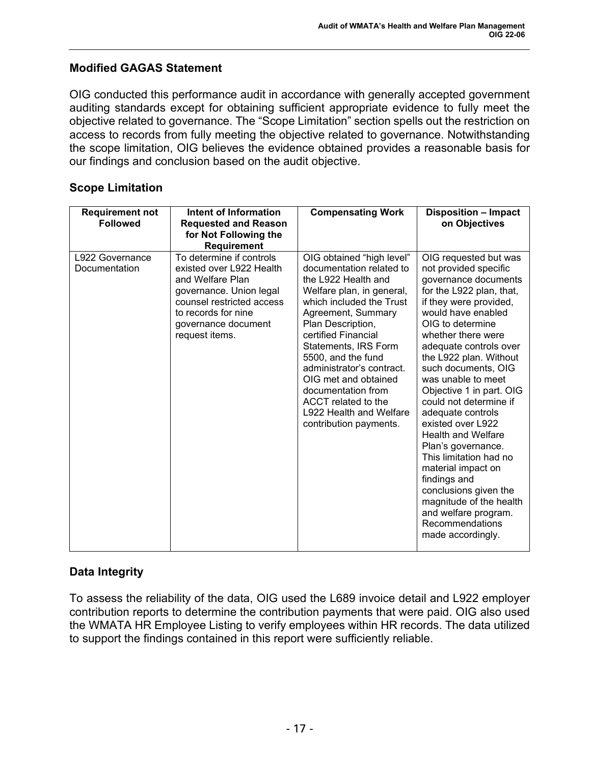## Modified GAGAS Statement

OIG conducted this performance audit in accordance with generally accepted government auditing standards except for obtaining sufficient appropriate evidence to fully meet the objective related to governance. The "Scope Limitation" section spells out the restriction on access to records from fully meeting the objective related to governance. Notwithstanding the scope limitation, OIG believes the evidence obtained provides a reasonable basis for our findings and conclusion based on the audit objective.

## Scope Limitation

| Requirement not Followed | Intent of Information Requested and Reason for Not Following the Requirement | Compensating Work | Disposition – Impact on Objectives |
|---|---|---|---|
| L922 Governance Documentation | To determine if controls existed over L922 Health and Welfare Plan governance. Union legal counsel restricted access to records for nine governance document request items. | OIG obtained "high level" documentation related to the L922 Health and Welfare plan, in general, which included the Trust Agreement, Summary Plan Description, certified Financial Statements, IRS Form 5500, and the fund administrator's contract. OIG met and obtained documentation from ACCT related to the L922 Health and Welfare contribution payments. | OIG requested but was not provided specific governance documents for the L922 plan, that, if they were provided, would have enabled OIG to determine whether there were adequate controls over the L922 plan. Without such documents, OIG was unable to meet Objective 1 in part. OIG could not determine if adequate controls existed over L922 Health and Welfare Plan's governance. This limitation had no material impact on findings and conclusions given the magnitude of the health and welfare program. Recommendations made accordingly. |

## Data Integrity

To assess the reliability of the data, OIG used the L689 invoice detail and L922 employer contribution reports to determine the contribution payments that were paid. OIG also used the WMATA HR Employee Listing to verify employees within HR records. The data utilized to support the findings contained in this report were sufficiently reliable.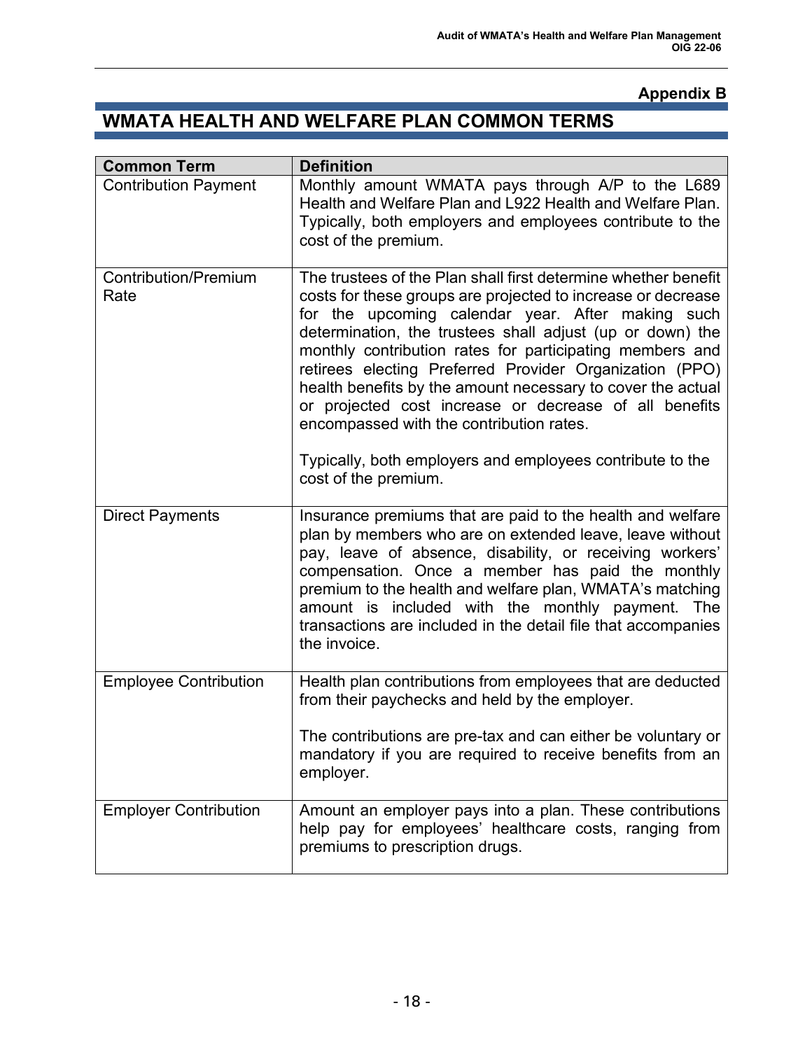**Appendix B**

# WMATA HEALTH AND WELFARE PLAN COMMON TERMS

| Common Term | Definition |
|---|---|
| Contribution Payment | Monthly amount WMATA pays through A/P to the L689 Health and Welfare Plan and L922 Health and Welfare Plan. Typically, both employers and employees contribute to the cost of the premium. |
| Contribution/Premium Rate | The trustees of the Plan shall first determine whether benefit costs for these groups are projected to increase or decrease for the upcoming calendar year. After making such determination, the trustees shall adjust (up or down) the monthly contribution rates for participating members and retirees electing Preferred Provider Organization (PPO) health benefits by the amount necessary to cover the actual or projected cost increase or decrease of all benefits encompassed with the contribution rates.<br><br>Typically, both employers and employees contribute to the cost of the premium. |
| Direct Payments | Insurance premiums that are paid to the health and welfare plan by members who are on extended leave, leave without pay, leave of absence, disability, or receiving workers' compensation. Once a member has paid the monthly premium to the health and welfare plan, WMATA's matching amount is included with the monthly payment. The transactions are included in the detail file that accompanies the invoice. |
| Employee Contribution | Health plan contributions from employees that are deducted from their paychecks and held by the employer.<br><br>The contributions are pre-tax and can either be voluntary or mandatory if you are required to receive benefits from an employer. |
| Employer Contribution | Amount an employer pays into a plan. These contributions help pay for employees' healthcare costs, ranging from premiums to prescription drugs. |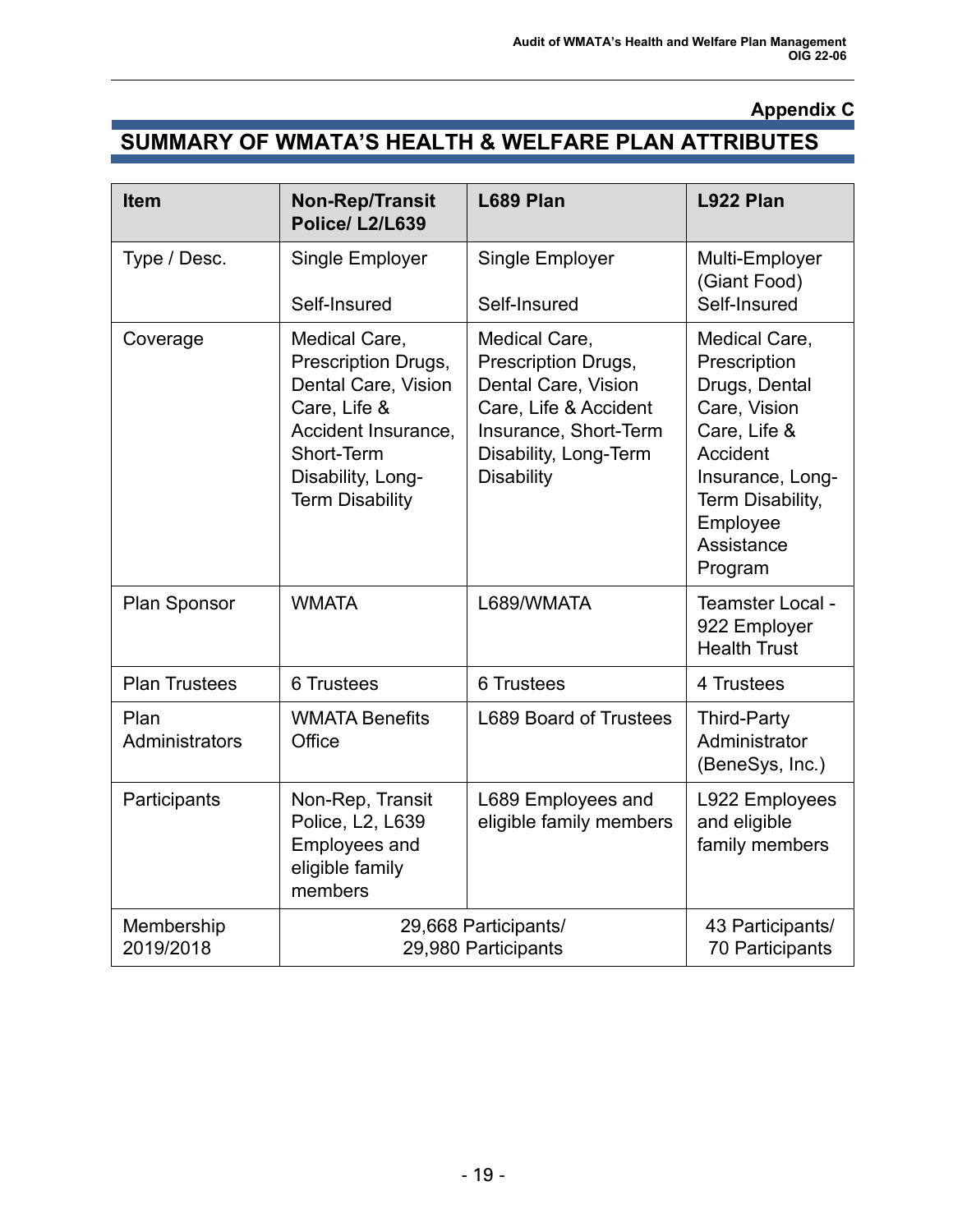**Appendix C**

## SUMMARY OF WMATA'S HEALTH & WELFARE PLAN ATTRIBUTES

| Item | Non-Rep/Transit Police/ L2/L639 | L689 Plan | L922 Plan |
|---|---|---|---|
| Type / Desc. | Single Employer<br><br>Self-Insured | Single Employer<br><br>Self-Insured | Multi-Employer (Giant Food) Self-Insured |
| Coverage | Medical Care, Prescription Drugs, Dental Care, Vision Care, Life & Accident Insurance, Short-Term Disability, Long-Term Disability | Medical Care, Prescription Drugs, Dental Care, Vision Care, Life & Accident Insurance, Short-Term Disability, Long-Term Disability | Medical Care, Prescription Drugs, Dental Care, Vision Care, Life & Accident Insurance, Long-Term Disability, Employee Assistance Program |
| Plan Sponsor | WMATA | L689/WMATA | Teamster Local - 922 Employer Health Trust |
| Plan Trustees | 6 Trustees | 6 Trustees | 4 Trustees |
| Plan Administrators | WMATA Benefits Office | L689 Board of Trustees | Third-Party Administrator (BeneSys, Inc.) |
| Participants | Non-Rep, Transit Police, L2, L639 Employees and eligible family members | L689 Employees and eligible family members | L922 Employees and eligible family members |
| Membership 2019/2018 | 29,668 Participants/ 29,980 Participants | | 43 Participants/ 70 Participants |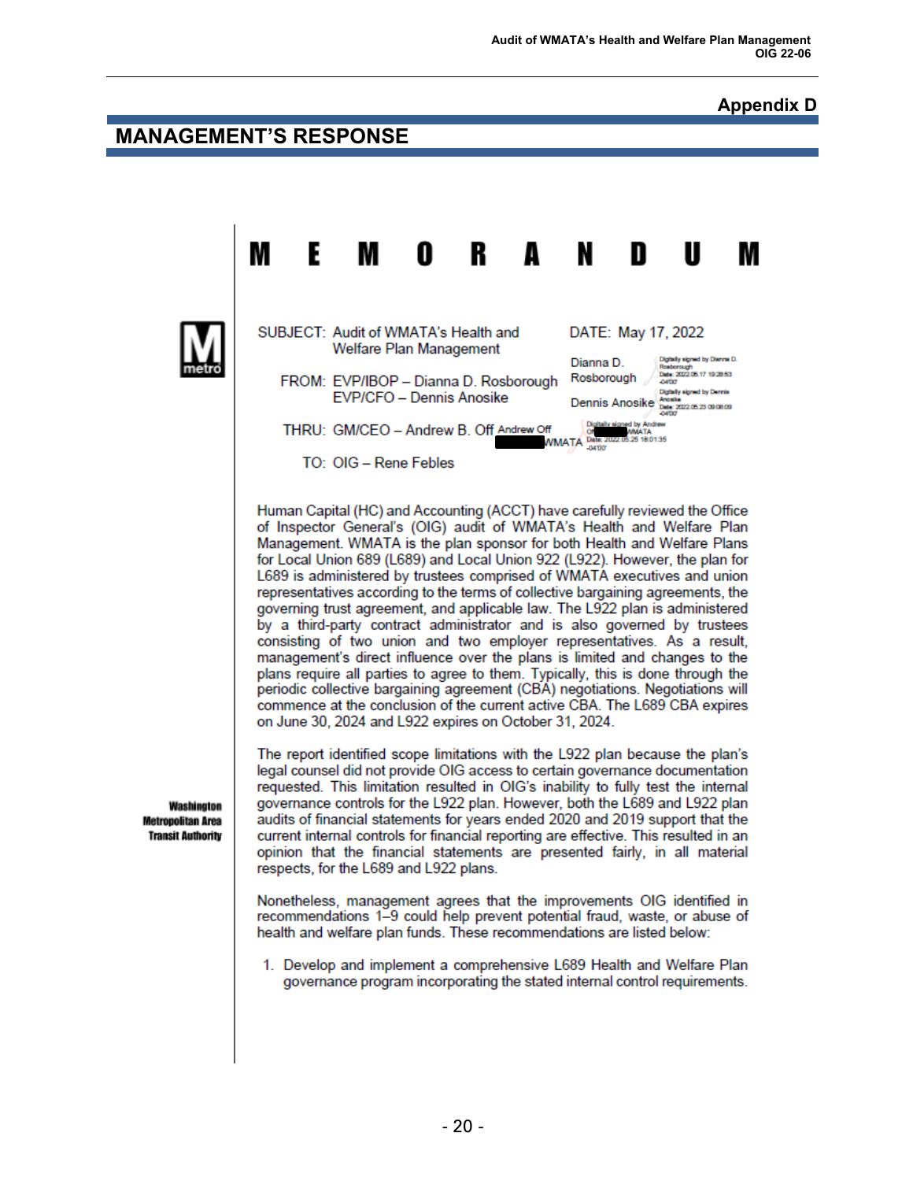Appendix D

## MANAGEMENT'S RESPONSE

# M E M O R A N D U M

SUBJECT: Audit of WMATA's Health and Welfare Plan Management

DATE: May 17, 2022

FROM: EVP/IBOP – Dianna D. Rosborough
EVP/CFO – Dennis Anosike

Dianna D. Rosborough (Digitally signed by Dianna D. Rosborough Date: 2022.05.17 19:28:53 -04'00')

Dennis Anosike (Digitally signed by Dennis Anosike Date: 2022.05.23 09:08:09 -04'00')

THRU: GM/CEO – Andrew B. Off Andrew Off WMATA (Digitally signed by Andrew Off WMATA Date: 2022.05.25 18:01:35 -04'00')

TO: OIG – Rene Febles

Washington Metropolitan Area Transit Authority

Human Capital (HC) and Accounting (ACCT) have carefully reviewed the Office of Inspector General's (OIG) audit of WMATA's Health and Welfare Plan Management. WMATA is the plan sponsor for both Health and Welfare Plans for Local Union 689 (L689) and Local Union 922 (L922). However, the plan for L689 is administered by trustees comprised of WMATA executives and union representatives according to the terms of collective bargaining agreements, the governing trust agreement, and applicable law. The L922 plan is administered by a third-party contract administrator and is also governed by trustees consisting of two union and two employer representatives. As a result, management's direct influence over the plans is limited and changes to the plans require all parties to agree to them. Typically, this is done through the periodic collective bargaining agreement (CBA) negotiations. Negotiations will commence at the conclusion of the current active CBA. The L689 CBA expires on June 30, 2024 and L922 expires on October 31, 2024.

The report identified scope limitations with the L922 plan because the plan's legal counsel did not provide OIG access to certain governance documentation requested. This limitation resulted in OIG's inability to fully test the internal governance controls for the L922 plan. However, both the L689 and L922 plan audits of financial statements for years ended 2020 and 2019 support that the current internal controls for financial reporting are effective. This resulted in an opinion that the financial statements are presented fairly, in all material respects, for the L689 and L922 plans.

Nonetheless, management agrees that the improvements OIG identified in recommendations 1–9 could help prevent potential fraud, waste, or abuse of health and welfare plan funds. These recommendations are listed below:

1. Develop and implement a comprehensive L689 Health and Welfare Plan governance program incorporating the stated internal control requirements.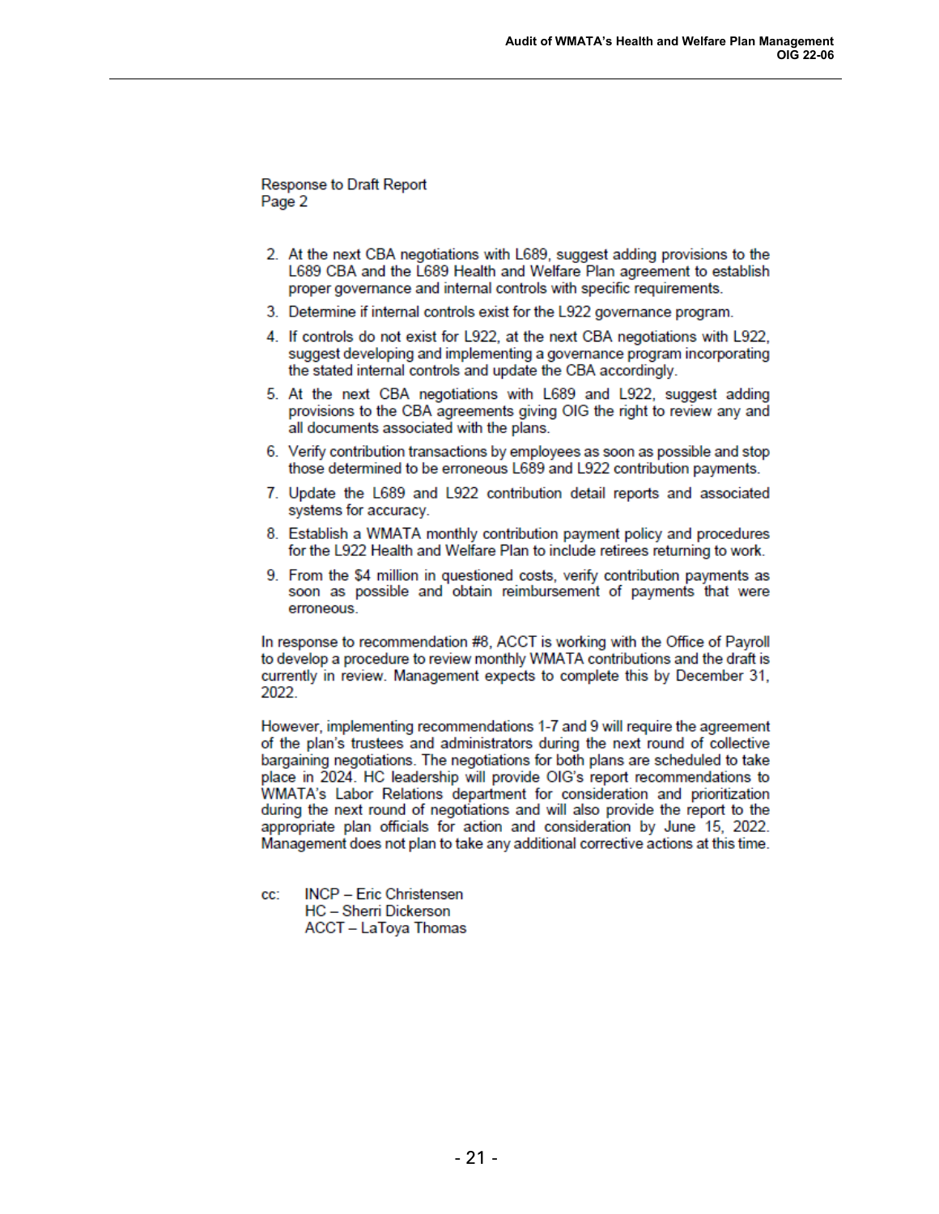Response to Draft Report
Page 2

2. At the next CBA negotiations with L689, suggest adding provisions to the L689 CBA and the L689 Health and Welfare Plan agreement to establish proper governance and internal controls with specific requirements.
3. Determine if internal controls exist for the L922 governance program.
4. If controls do not exist for L922, at the next CBA negotiations with L922, suggest developing and implementing a governance program incorporating the stated internal controls and update the CBA accordingly.
5. At the next CBA negotiations with L689 and L922, suggest adding provisions to the CBA agreements giving OIG the right to review any and all documents associated with the plans.
6. Verify contribution transactions by employees as soon as possible and stop those determined to be erroneous L689 and L922 contribution payments.
7. Update the L689 and L922 contribution detail reports and associated systems for accuracy.
8. Establish a WMATA monthly contribution payment policy and procedures for the L922 Health and Welfare Plan to include retirees returning to work.
9. From the $4 million in questioned costs, verify contribution payments as soon as possible and obtain reimbursement of payments that were erroneous.

In response to recommendation #8, ACCT is working with the Office of Payroll to develop a procedure to review monthly WMATA contributions and the draft is currently in review. Management expects to complete this by December 31, 2022.

However, implementing recommendations 1-7 and 9 will require the agreement of the plan's trustees and administrators during the next round of collective bargaining negotiations. The negotiations for both plans are scheduled to take place in 2024. HC leadership will provide OIG's report recommendations to WMATA's Labor Relations department for consideration and prioritization during the next round of negotiations and will also provide the report to the appropriate plan officials for action and consideration by June 15, 2022. Management does not plan to take any additional corrective actions at this time.

cc: INCP – Eric Christensen
HC – Sherri Dickerson
ACCT – LaToya Thomas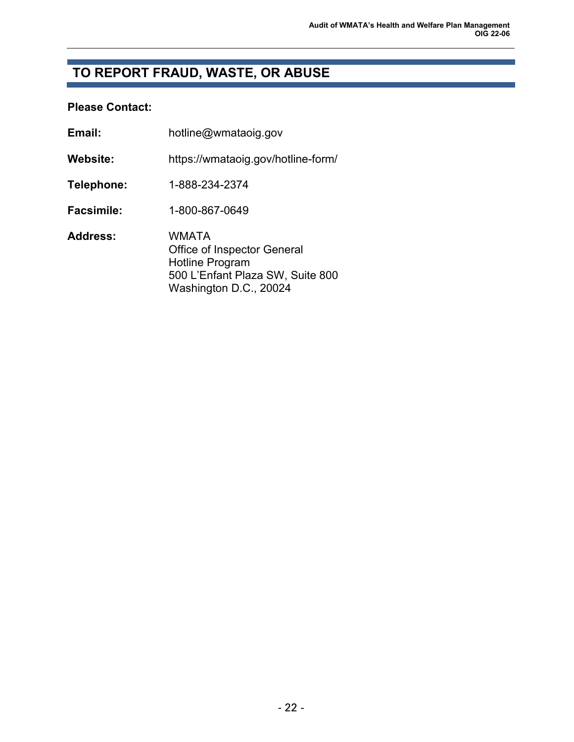## TO REPORT FRAUD, WASTE, OR ABUSE

**Please Contact:**

**Email:** hotline@wmataoig.gov

**Website:** https://wmataoig.gov/hotline-form/

**Telephone:** 1-888-234-2374

**Facsimile:** 1-800-867-0649

**Address:** WMATA
Office of Inspector General
Hotline Program
500 L'Enfant Plaza SW, Suite 800
Washington D.C., 20024